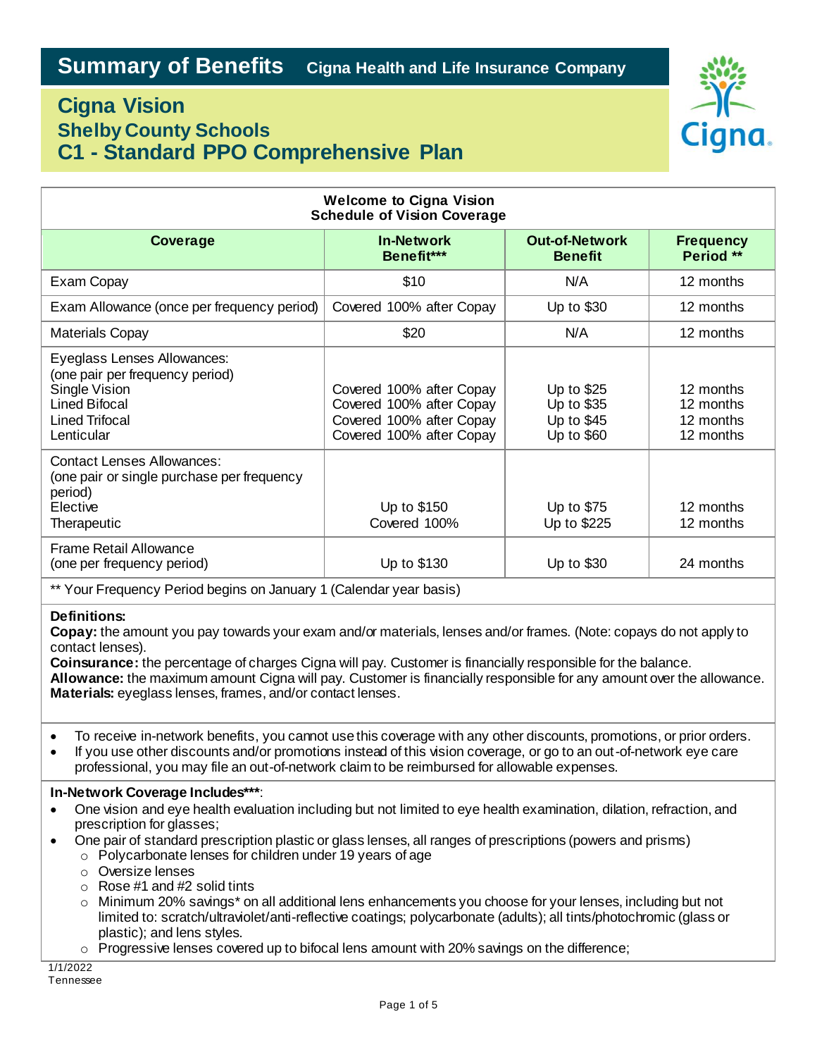# Summary of Benefits

**Cigna Health and Life Insurance Company**

## Cigna Vision
### Shelby County Schools
### C1 - Standard PPO Comprehensive Plan

**Welcome to Cigna Vision**
**Schedule of Vision Coverage**

| Coverage | In-Network Benefit*** | Out-of-Network Benefit | Frequency Period ** |
|---|---|---|---|
| Exam Copay | $10 | N/A | 12 months |
| Exam Allowance (once per frequency period) | Covered 100% after Copay | Up to $30 | 12 months |
| Materials Copay | $20 | N/A | 12 months |
| Eyeglass Lenses Allowances: (one pair per frequency period) | | | |
| Single Vision | Covered 100% after Copay | Up to $25 | 12 months |
| Lined Bifocal | Covered 100% after Copay | Up to $35 | 12 months |
| Lined Trifocal | Covered 100% after Copay | Up to $45 | 12 months |
| Lenticular | Covered 100% after Copay | Up to $60 | 12 months |
| Contact Lenses Allowances: (one pair or single purchase per frequency period) | | | |
| Elective | Up to $150 | Up to $75 | 12 months |
| Therapeutic | Covered 100% | Up to $225 | 12 months |
| Frame Retail Allowance (one per frequency period) | Up to $130 | Up to $30 | 24 months |

** Your Frequency Period begins on January 1 (Calendar year basis)

**Definitions:**
**Copay:** the amount you pay towards your exam and/or materials, lenses and/or frames. (Note: copays do not apply to contact lenses).
**Coinsurance:** the percentage of charges Cigna will pay. Customer is financially responsible for the balance.
**Allowance:** the maximum amount Cigna will pay. Customer is financially responsible for any amount over the allowance.
**Materials:** eyeglass lenses, frames, and/or contact lenses.

- To receive in-network benefits, you cannot use this coverage with any other discounts, promotions, or prior orders.
- If you use other discounts and/or promotions instead of this vision coverage, or go to an out-of-network eye care professional, you may file an out-of-network claim to be reimbursed for allowable expenses.

**In-Network Coverage Includes*****:
- One vision and eye health evaluation including but not limited to eye health examination, dilation, refraction, and prescription for glasses;
- One pair of standard prescription plastic or glass lenses, all ranges of prescriptions (powers and prisms)
  - Polycarbonate lenses for children under 19 years of age
  - Oversize lenses
  - Rose #1 and #2 solid tints
  - Minimum 20% savings* on all additional lens enhancements you choose for your lenses, including but not limited to: scratch/ultraviolet/anti-reflective coatings; polycarbonate (adults); all tints/photochromic (glass or plastic); and lens styles.
  - Progressive lenses covered up to bifocal lens amount with 20% savings on the difference;

1/1/2022
Tennessee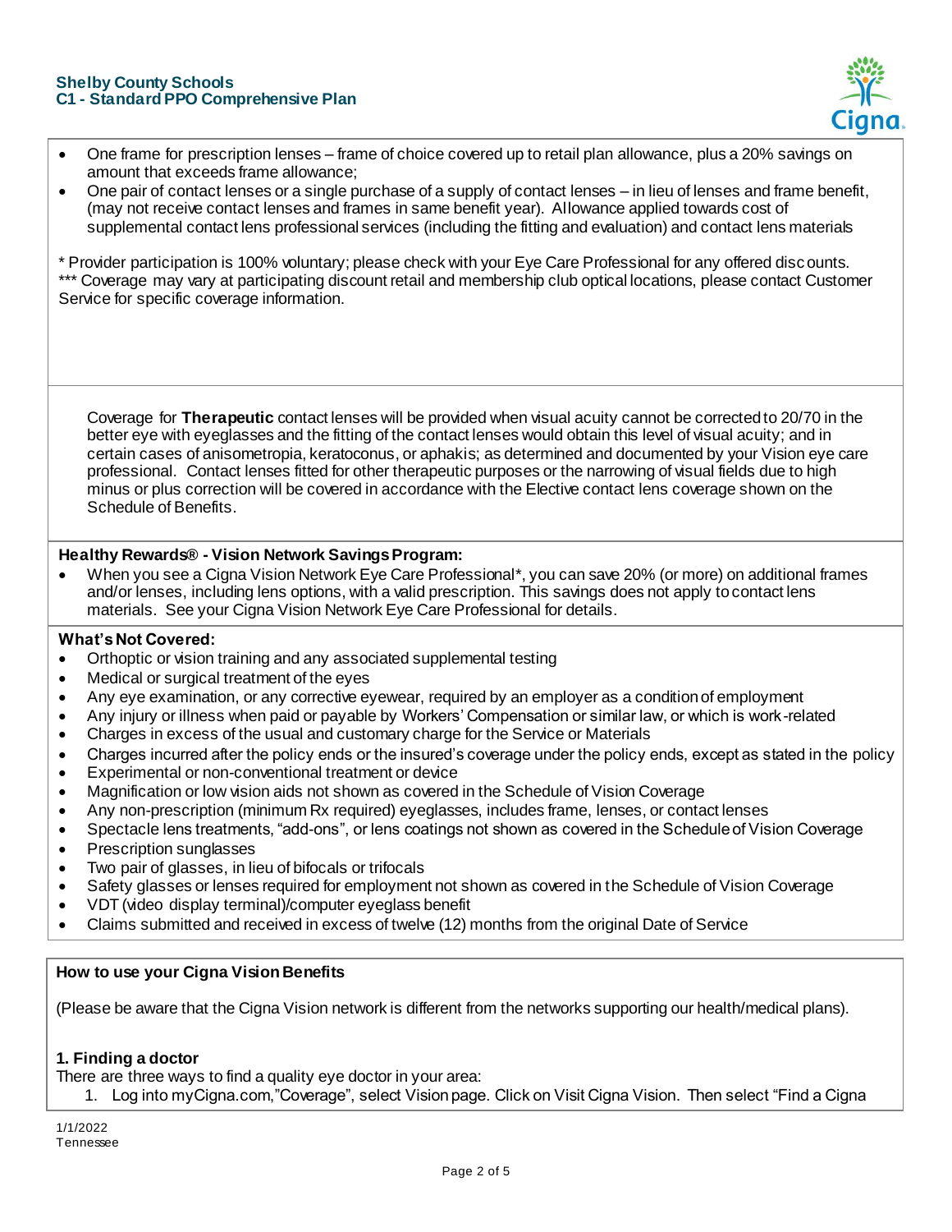- One frame for prescription lenses – frame of choice covered up to retail plan allowance, plus a 20% savings on amount that exceeds frame allowance;
- One pair of contact lenses or a single purchase of a supply of contact lenses – in lieu of lenses and frame benefit, (may not receive contact lenses and frames in same benefit year). Allowance applied towards cost of supplemental contact lens professional services (including the fitting and evaluation) and contact lens materials

* Provider participation is 100% voluntary; please check with your Eye Care Professional for any offered discounts.
*** Coverage may vary at participating discount retail and membership club optical locations, please contact Customer Service for specific coverage information.

Coverage for **Therapeutic** contact lenses will be provided when visual acuity cannot be corrected to 20/70 in the better eye with eyeglasses and the fitting of the contact lenses would obtain this level of visual acuity; and in certain cases of anisometropia, keratoconus, or aphakis; as determined and documented by your Vision eye care professional. Contact lenses fitted for other therapeutic purposes or the narrowing of visual fields due to high minus or plus correction will be covered in accordance with the Elective contact lens coverage shown on the Schedule of Benefits.

**Healthy Rewards® - Vision Network Savings Program:**

- When you see a Cigna Vision Network Eye Care Professional*, you can save 20% (or more) on additional frames and/or lenses, including lens options, with a valid prescription. This savings does not apply to contact lens materials. See your Cigna Vision Network Eye Care Professional for details.

**What's Not Covered:**

- Orthoptic or vision training and any associated supplemental testing
- Medical or surgical treatment of the eyes
- Any eye examination, or any corrective eyewear, required by an employer as a condition of employment
- Any injury or illness when paid or payable by Workers' Compensation or similar law, or which is work-related
- Charges in excess of the usual and customary charge for the Service or Materials
- Charges incurred after the policy ends or the insured's coverage under the policy ends, except as stated in the policy
- Experimental or non-conventional treatment or device
- Magnification or low vision aids not shown as covered in the Schedule of Vision Coverage
- Any non-prescription (minimum Rx required) eyeglasses, includes frame, lenses, or contact lenses
- Spectacle lens treatments, "add-ons", or lens coatings not shown as covered in the Schedule of Vision Coverage
- Prescription sunglasses
- Two pair of glasses, in lieu of bifocals or trifocals
- Safety glasses or lenses required for employment not shown as covered in the Schedule of Vision Coverage
- VDT (video display terminal)/computer eyeglass benefit
- Claims submitted and received in excess of twelve (12) months from the original Date of Service

**How to use your Cigna Vision Benefits**

(Please be aware that the Cigna Vision network is different from the networks supporting our health/medical plans).

**1. Finding a doctor**

There are three ways to find a quality eye doctor in your area:

1. Log into myCigna.com,"Coverage", select Vision page. Click on Visit Cigna Vision. Then select "Find a Cigna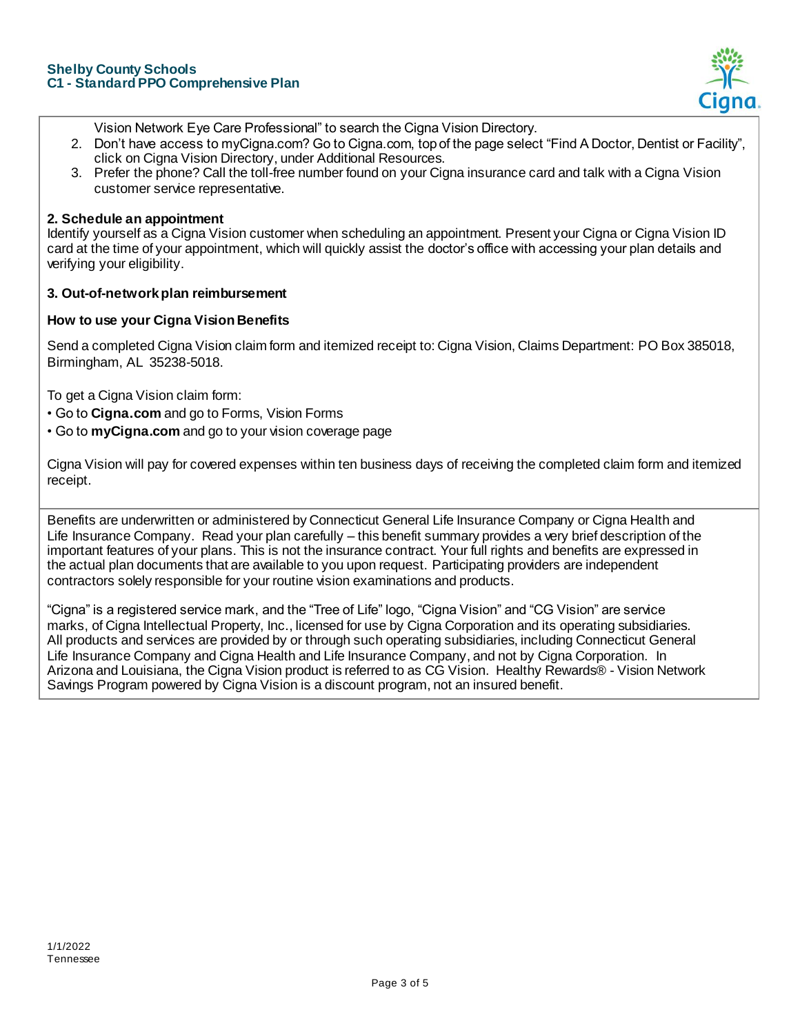Vision Network Eye Care Professional" to search the Cigna Vision Directory.

2. Don't have access to myCigna.com? Go to Cigna.com, top of the page select "Find A Doctor, Dentist or Facility", click on Cigna Vision Directory, under Additional Resources.
3. Prefer the phone? Call the toll-free number found on your Cigna insurance card and talk with a Cigna Vision customer service representative.

**2. Schedule an appointment**

Identify yourself as a Cigna Vision customer when scheduling an appointment. Present your Cigna or Cigna Vision ID card at the time of your appointment, which will quickly assist the doctor's office with accessing your plan details and verifying your eligibility.

**3. Out-of-network plan reimbursement**

**How to use your Cigna Vision Benefits**

Send a completed Cigna Vision claim form and itemized receipt to: Cigna Vision, Claims Department: PO Box 385018, Birmingham, AL 35238-5018.

To get a Cigna Vision claim form:

- Go to **Cigna.com** and go to Forms, Vision Forms
- Go to **myCigna.com** and go to your vision coverage page

Cigna Vision will pay for covered expenses within ten business days of receiving the completed claim form and itemized receipt.

Benefits are underwritten or administered by Connecticut General Life Insurance Company or Cigna Health and Life Insurance Company. Read your plan carefully – this benefit summary provides a very brief description of the important features of your plans. This is not the insurance contract. Your full rights and benefits are expressed in the actual plan documents that are available to you upon request. Participating providers are independent contractors solely responsible for your routine vision examinations and products.

"Cigna" is a registered service mark, and the "Tree of Life" logo, "Cigna Vision" and "CG Vision" are service marks, of Cigna Intellectual Property, Inc., licensed for use by Cigna Corporation and its operating subsidiaries. All products and services are provided by or through such operating subsidiaries, including Connecticut General Life Insurance Company and Cigna Health and Life Insurance Company, and not by Cigna Corporation. In Arizona and Louisiana, the Cigna Vision product is referred to as CG Vision. Healthy Rewards® - Vision Network Savings Program powered by Cigna Vision is a discount program, not an insured benefit.

1/1/2022
Tennessee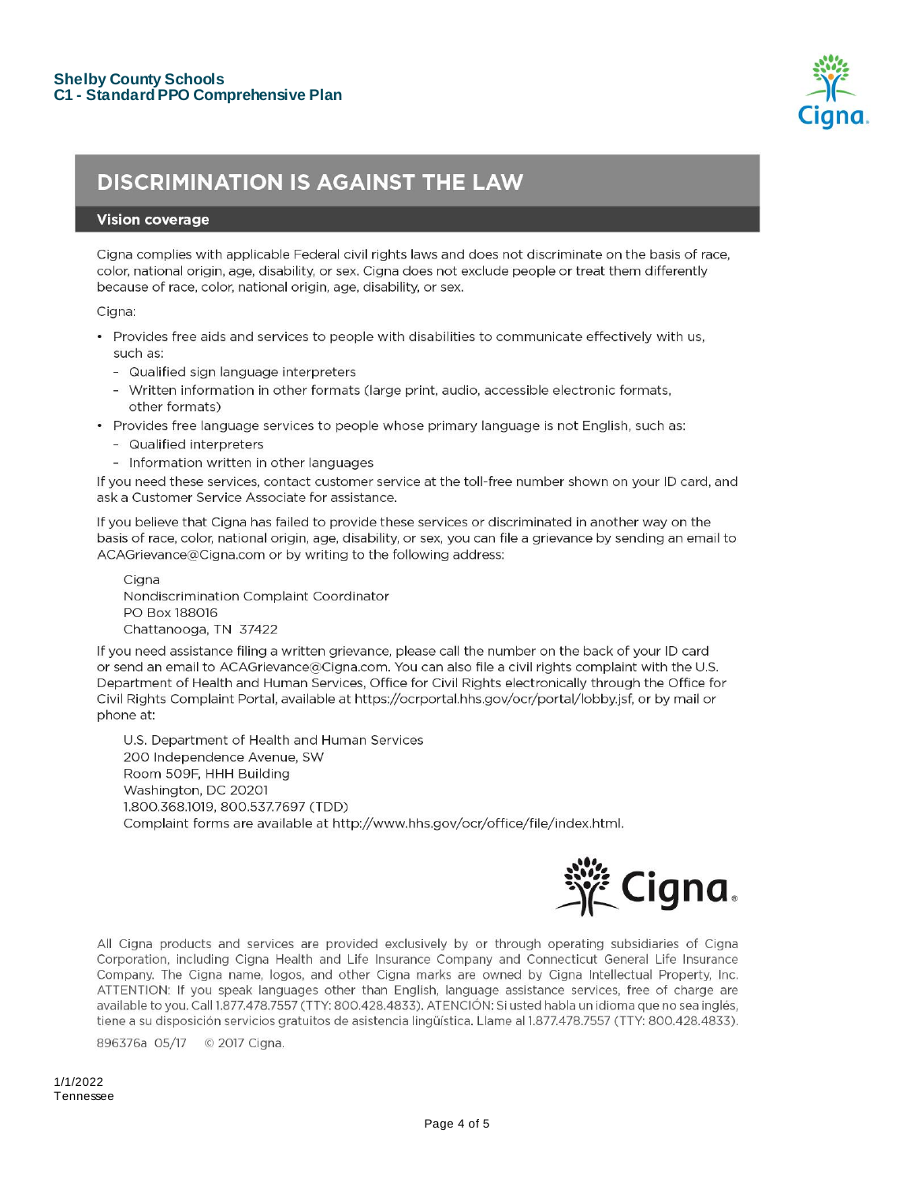# DISCRIMINATION IS AGAINST THE LAW

## Vision coverage

Cigna complies with applicable Federal civil rights laws and does not discriminate on the basis of race, color, national origin, age, disability, or sex. Cigna does not exclude people or treat them differently because of race, color, national origin, age, disability, or sex.

Cigna:

- Provides free aids and services to people with disabilities to communicate effectively with us, such as:
  - Qualified sign language interpreters
  - Written information in other formats (large print, audio, accessible electronic formats, other formats)
- Provides free language services to people whose primary language is not English, such as:
  - Qualified interpreters
  - Information written in other languages

If you need these services, contact customer service at the toll-free number shown on your ID card, and ask a Customer Service Associate for assistance.

If you believe that Cigna has failed to provide these services or discriminated in another way on the basis of race, color, national origin, age, disability, or sex, you can file a grievance by sending an email to ACAGrievance@Cigna.com or by writing to the following address:

Cigna
Nondiscrimination Complaint Coordinator
PO Box 188016
Chattanooga, TN 37422

If you need assistance filing a written grievance, please call the number on the back of your ID card or send an email to ACAGrievance@Cigna.com. You can also file a civil rights complaint with the U.S. Department of Health and Human Services, Office for Civil Rights electronically through the Office for Civil Rights Complaint Portal, available at https://ocrportal.hhs.gov/ocr/portal/lobby.jsf, or by mail or phone at:

U.S. Department of Health and Human Services
200 Independence Avenue, SW
Room 509F, HHH Building
Washington, DC 20201
1.800.368.1019, 800.537.7697 (TDD)
Complaint forms are available at http://www.hhs.gov/ocr/office/file/index.html.

Cigna

All Cigna products and services are provided exclusively by or through operating subsidiaries of Cigna Corporation, including Cigna Health and Life Insurance Company and Connecticut General Life Insurance Company. The Cigna name, logos, and other Cigna marks are owned by Cigna Intellectual Property, Inc. ATTENTION: If you speak languages other than English, language assistance services, free of charge are available to you. Call 1.877.478.7557 (TTY: 800.428.4833). ATENCIÓN: Si usted habla un idioma que no sea inglés, tiene a su disposición servicios gratuitos de asistencia lingüística. Llame al 1.877.478.7557 (TTY: 800.428.4833).

896376a 05/17 © 2017 Cigna.

1/1/2022
Tennessee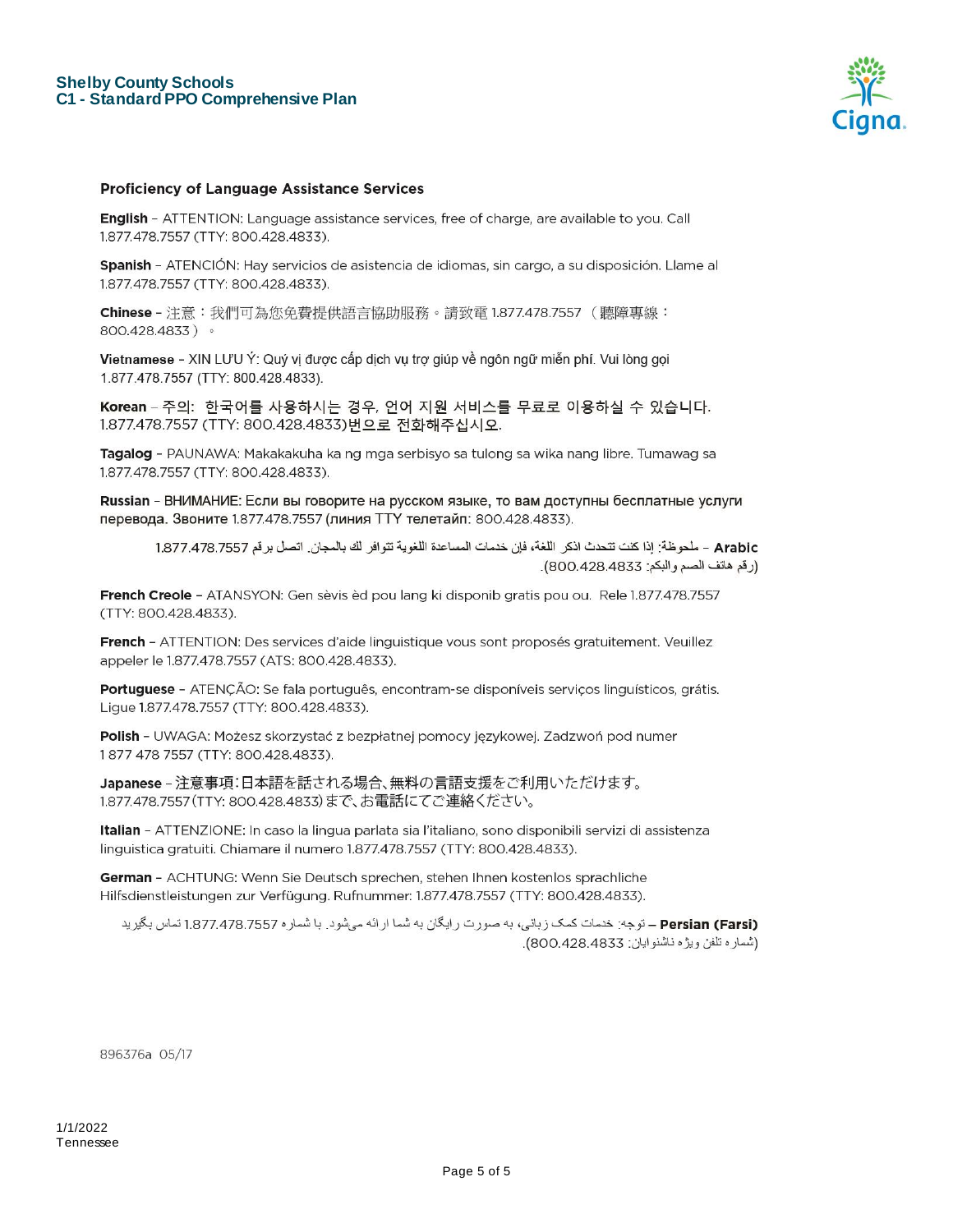## Proficiency of Language Assistance Services

**English** – ATTENTION: Language assistance services, free of charge, are available to you. Call 1.877.478.7557 (TTY: 800.428.4833).

**Spanish** – ATENCIÓN: Hay servicios de asistencia de idiomas, sin cargo, a su disposición. Llame al 1.877.478.7557 (TTY: 800.428.4833).

**Chinese** – 注意：我們可為您免費提供語言協助服務。請致電 1.877.478.7557 （聽障專線：800.428.4833）。

**Vietnamese** – XIN LƯU Ý: Quý vị được cấp dịch vụ trợ giúp về ngôn ngữ miễn phí. Vui lòng gọi 1.877.478.7557 (TTY: 800.428.4833).

**Korean** – 주의: 한국어를 사용하시는 경우, 언어 지원 서비스를 무료로 이용하실 수 있습니다. 1.877.478.7557 (TTY: 800.428.4833)번으로 전화해주십시오.

**Tagalog** – PAUNAWA: Makakakuha ka ng mga serbisyo sa tulong sa wika nang libre. Tumawag sa 1.877.478.7557 (TTY: 800.428.4833).

**Russian** – ВНИМАНИЕ: Если вы говорите на русском языке, то вам доступны бесплатные услуги перевода. Звоните 1.877.478.7557 (линия TTY телетайп: 800.428.4833).

**Arabic** – ملحوظة: إذا كنت تتحدث اذكر اللغة، فإن خدمات المساعدة اللغوية تتوافر لك بالمجان. اتصل برقم 1.877.478.7557 (رقم هاتف الصم والبكم: 800.428.4833).

**French Creole** – ATANSYON: Gen sèvis èd pou lang ki disponib gratis pou ou. Rele 1.877.478.7557 (TTY: 800.428.4833).

**French** – ATTENTION: Des services d'aide linguistique vous sont proposés gratuitement. Veuillez appeler le 1.877.478.7557 (ATS: 800.428.4833).

**Portuguese** – ATENÇÃO: Se fala português, encontram-se disponíveis serviços linguísticos, grátis. Ligue 1.877.478.7557 (TTY: 800.428.4833).

**Polish** – UWAGA: Możesz skorzystać z bezpłatnej pomocy językowej. Zadzwoń pod numer 1 877 478 7557 (TTY: 800.428.4833).

**Japanese** – 注意事項：日本語を話される場合、無料の言語支援をご利用いただけます。1.877.478.7557（TTY: 800.428.4833）まで、お電話にてご連絡ください。

**Italian** – ATTENZIONE: In caso la lingua parlata sia l'italiano, sono disponibili servizi di assistenza linguistica gratuiti. Chiamare il numero 1.877.478.7557 (TTY: 800.428.4833).

**German** – ACHTUNG: Wenn Sie Deutsch sprechen, stehen Ihnen kostenlos sprachliche Hilfsdienstleistungen zur Verfügung. Rufnummer: 1.877.478.7557 (TTY: 800.428.4833).

**Persian (Farsi)** – توجه: خدمات کمک زبانی، به صورت رایگان به شما ارائه میشود. با شماره 1.877.478.7557 تماس بگیرید (شماره تلفن ویژه ناشنوایان: 800.428.4833).

896376a 05/17